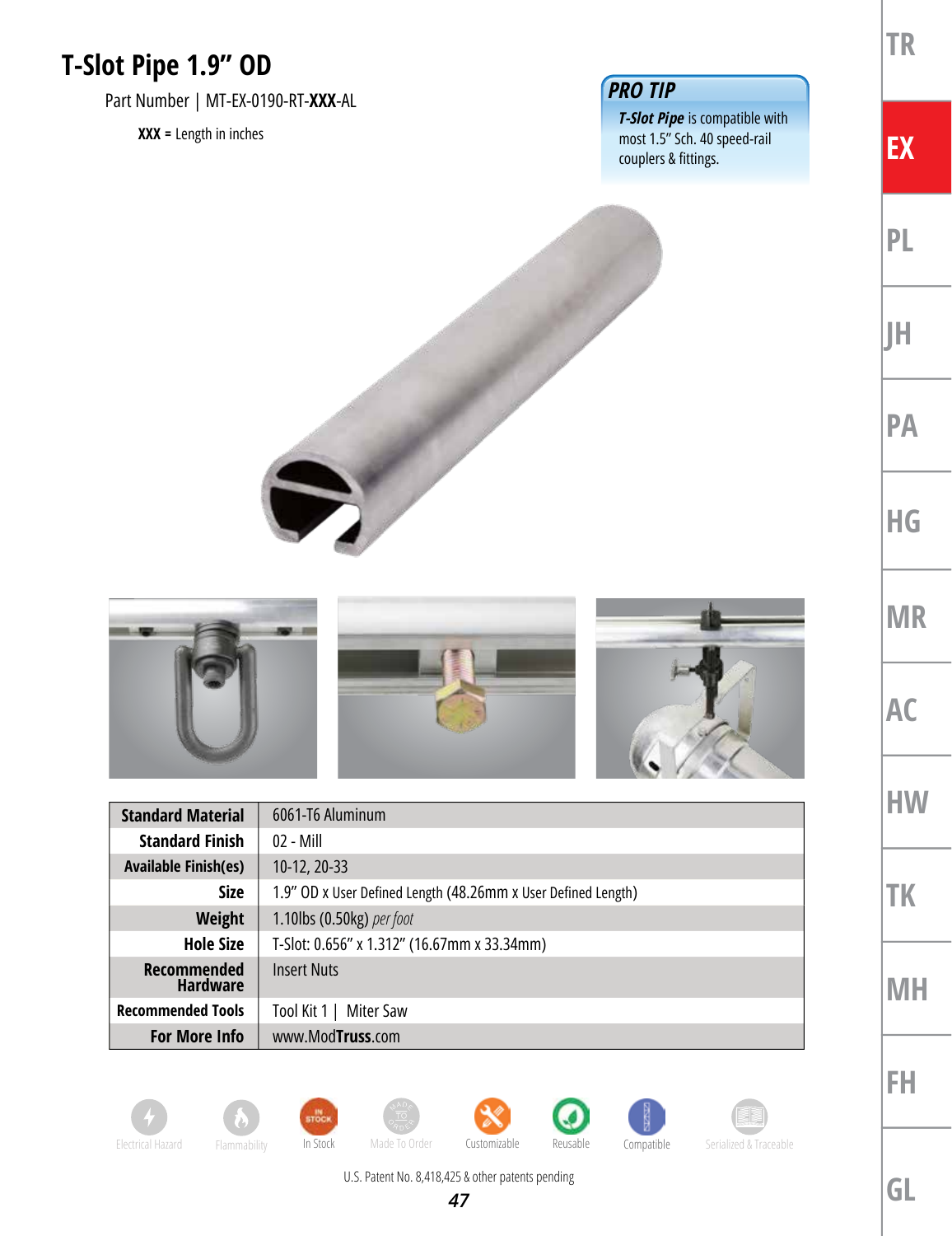# T-Slot Pipe 1.9" OD

Part Number | MT-EX-0190-RT-**XXX**-AL

**XXX** = Length in inches

> ***PRO TIP***
>
> ***T-Slot Pipe*** is compatible with most 1.5" Sch. 40 speed-rail couplers & fittings.

| **Standard Material** | 6061-T6 Aluminum |
|---|---|
| **Standard Finish** | 02 - Mill |
| **Available Finish(es)** | 10-12, 20-33 |
| **Size** | 1.9" OD x User Defined Length (48.26mm x User Defined Length) |
| **Weight** | 1.10lbs (0.50kg) *per foot* |
| **Hole Size** | T-Slot: 0.656" x 1.312" (16.67mm x 33.34mm) |
| **Recommended Hardware** | Insert Nuts |
| **Recommended Tools** | Tool Kit 1 \| Miter Saw |
| **For More Info** | www.ModTruss.com |

Electrical Hazard | Flammability | In Stock | Made To Order | Customizable | Reusable | Compatible | Serialized & Traceable

U.S. Patent No. 8,418,425 & other patents pending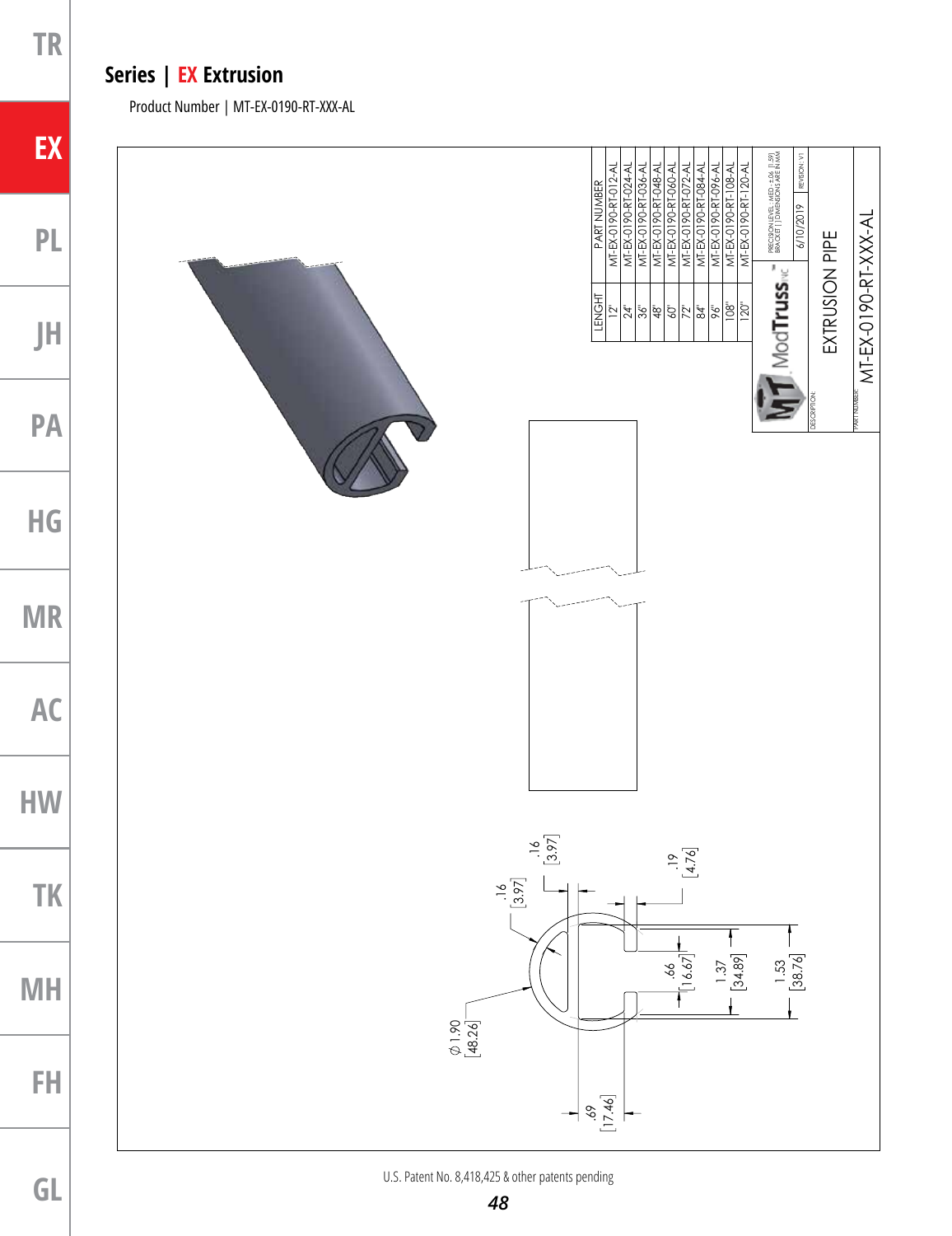## Series | EX Extrusion

Product Number | MT-EX-0190-RT-XXX-AL

| LENGHT | PART NUMBER |
|---|---|
| 12" | MT-EX-0190-RT-012-AL |
| 24" | MT-EX-0190-RT-024-AL |
| 36" | MT-EX-0190-RT-036-AL |
| 48" | MT-EX-0190-RT-048-AL |
| 60" | MT-EX-0190-RT-060-AL |
| 72" | MT-EX-0190-RT-072-AL |
| 84" | MT-EX-0190-RT-084-AL |
| 96" | MT-EX-0190-RT-096-AL |
| 108" | MT-EX-0190-RT-108-AL |
| 120" | MT-EX-0190-RT-120-AL |

ModTruss INC

PRECISION LEVEL - MED - ±.06 [1.59] BRACKET [ ] DIMENSIONS ARE IN MM

6/10/2019

REVISION - V1

DESCRIPTION: EXTRUSION PIPE

PART NUMBER: MT-EX-0190-RT-XXX-AL

.16 [3.97]

.16 [3.97]

.19 [4.76]

.66 [16.67]

1.37 [34.89]

1.53 [38.76]

Ø 1.90 [48.26]

.69 [17.46]

U.S. Patent No. 8,418,425 & other patents pending